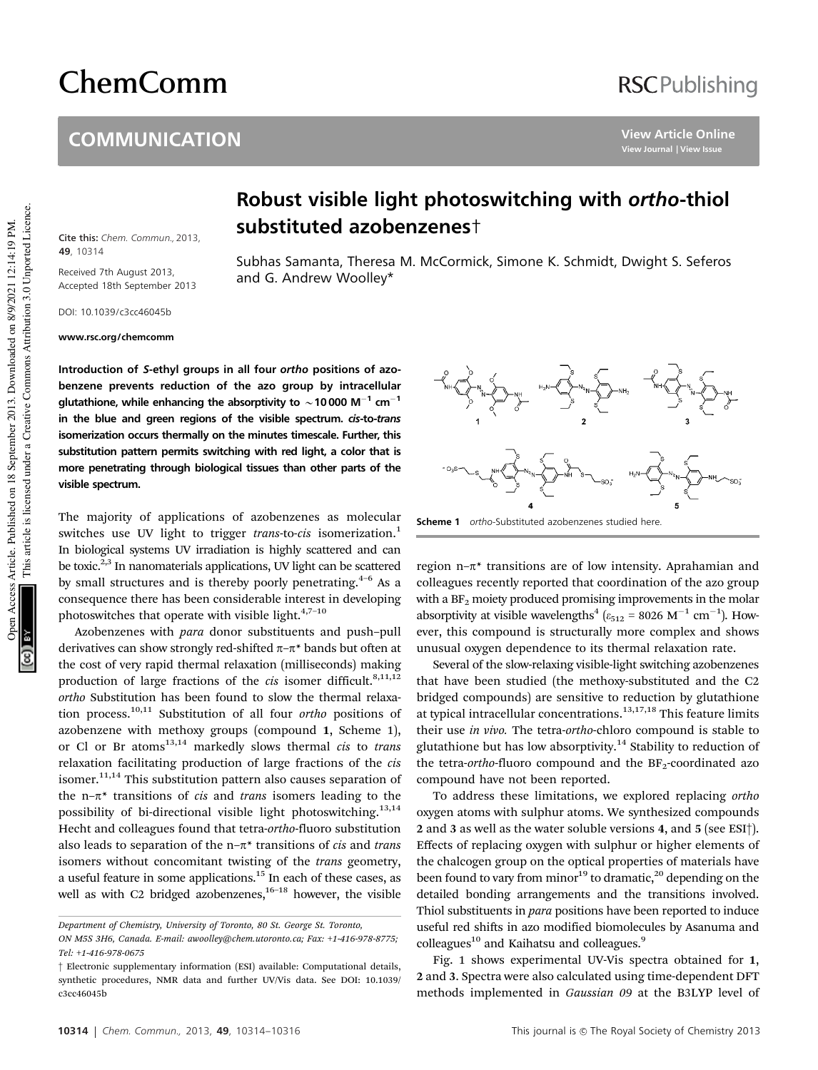# Robust visible light photoswitching with *ortho*-thiol substituted azobenzenes†

Cite this: *Chem. Commun.*, 2013, **49**, 10314

Received 7th August 2013, Accepted 18th September 2013

DOI: 10.1039/c3cc46045b

www.rsc.org/chemcomm

Subhas Samanta, Theresa M. McCormick, Simone K. Schmidt, Dwight S. Seferos and G. Andrew Woolley*

**Introduction of *S*-ethyl groups in all four *ortho* positions of azobenzene prevents reduction of the azo group by intracellular glutathione, while enhancing the absorptivity to ~10 000 $M^{-1}$ $cm^{-1}$ in the blue and green regions of the visible spectrum. *cis*-to-*trans* isomerization occurs thermally on the minutes timescale. Further, this substitution pattern permits switching with red light, a color that is more penetrating through biological tissues than other parts of the visible spectrum.**

The majority of applications of azobenzenes as molecular switches use UV light to trigger *trans*-to-*cis* isomerization.[1] In biological systems UV irradiation is highly scattered and can be toxic.[2,3] In nanomaterials applications, UV light can be scattered by small structures and is thereby poorly penetrating.[4–6] As a consequence there has been considerable interest in developing photoswitches that operate with visible light.[4,7–10]

Azobenzenes with *para* donor substituents and push–pull derivatives can show strongly red-shifted π–π* bands but often at the cost of very rapid thermal relaxation (milliseconds) making production of large fractions of the *cis* isomer difficult.[8,11,12] *ortho* Substitution has been found to slow the thermal relaxation process.[10,11] Substitution of all four *ortho* positions of azobenzene with methoxy groups (compound **1**, Scheme 1), or Cl or Br atoms[13,14] markedly slows thermal *cis* to *trans* relaxation facilitating production of large fractions of the *cis* isomer.[11,14] This substitution pattern also causes separation of the n–π* transitions of *cis* and *trans* isomers leading to the possibility of bi-directional visible light photoswitching.[13,14] Hecht and colleagues found that tetra-*ortho*-fluoro substitution also leads to separation of the n–π* transitions of *cis* and *trans* isomers without concomitant twisting of the *trans* geometry, a useful feature in some applications.[15] In each of these cases, as well as with C2 bridged azobenzenes,[16–18] however, the visible region n–π* transitions are of low intensity. Aprahamian and colleagues recently reported that coordination of the azo group with a $BF_2$ moiety produced promising improvements in the molar absorptivity at visible wavelengths[4] ($\varepsilon_{512}$ = 8026 $M^{-1}$ $cm^{-1}$). However, this compound is structurally more complex and shows unusual oxygen dependence to its thermal relaxation rate.

**Scheme 1** *ortho*-Substituted azobenzenes studied here.

Several of the slow-relaxing visible-light switching azobenzenes that have been studied (the methoxy-substituted and the C2 bridged compounds) are sensitive to reduction by glutathione at typical intracellular concentrations.[13,17,18] This feature limits their use *in vivo.* The tetra-*ortho*-chloro compound is stable to glutathione but has low absorptivity.[14] Stability to reduction of the tetra-*ortho*-fluoro compound and the $BF_2$-coordinated azo compound have not been reported.

To address these limitations, we explored replacing *ortho* oxygen atoms with sulphur atoms. We synthesized compounds **2** and **3** as well as the water soluble versions **4**, and **5** (see ESI†). Effects of replacing oxygen with sulphur or higher elements of the chalcogen group on the optical properties of materials have been found to vary from minor[19] to dramatic,[20] depending on the detailed bonding arrangements and the transitions involved. Thiol substituents in *para* positions have been reported to induce useful red shifts in azo modified biomolecules by Asanuma and colleagues[10] and Kaihatsu and colleagues.[9]

Fig. 1 shows experimental UV-Vis spectra obtained for **1**, **2** and **3**. Spectra were also calculated using time-dependent DFT methods implemented in *Gaussian 09* at the B3LYP level of

Department of Chemistry, University of Toronto, 80 St. George St. Toronto, ON M5S 3H6, Canada. E-mail: awoolley@chem.utoronto.ca; Fax: +1-416-978-8775; Tel: +1-416-978-0675

† Electronic supplementary information (ESI) available: Computational details, synthetic procedures, NMR data and further UV/Vis data. See DOI: 10.1039/c3cc46045b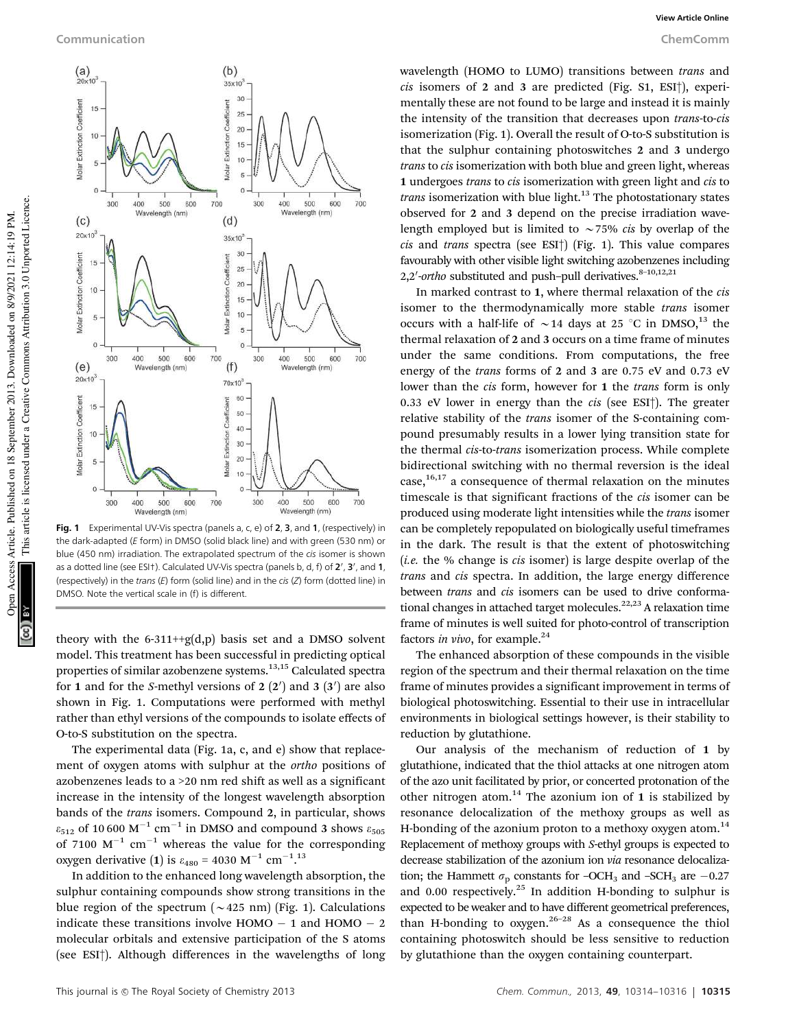Fig. 1 Experimental UV-Vis spectra (panels a, c, e) of **2**, **3**, and **1**, (respectively) in the dark-adapted (*E* form) in DMSO (solid black line) and with green (530 nm) or blue (450 nm) irradiation. The extrapolated spectrum of the *cis* isomer is shown as a dotted line (see ESI†). Calculated UV-Vis spectra (panels b, d, f) of **2′**, **3′**, and **1**, (respectively) in the *trans* (*E*) form (solid line) and in the *cis* (*Z*) form (dotted line) in DMSO. Note the vertical scale in (f) is different.

theory with the 6-311++g(d,p) basis set and a DMSO solvent model. This treatment has been successful in predicting optical properties of similar azobenzene systems.[13,15] Calculated spectra for **1** and for the *S*-methyl versions of **2** (**2′**) and **3** (**3′**) are also shown in Fig. 1. Computations were performed with methyl rather than ethyl versions of the compounds to isolate effects of O-to-S substitution on the spectra.

The experimental data (Fig. 1a, c, and e) show that replacement of oxygen atoms with sulphur at the *ortho* positions of azobenzenes leads to a >20 nm red shift as well as a significant increase in the intensity of the longest wavelength absorption bands of the *trans* isomers. Compound **2**, in particular, shows $\varepsilon_{512}$ of 10 600 $M^{-1}$ $cm^{-1}$ in DMSO and compound **3** shows $\varepsilon_{505}$ of 7100 $M^{-1}$ $cm^{-1}$ whereas the value for the corresponding oxygen derivative (**1**) is $\varepsilon_{480}$ = 4030 $M^{-1}$ $cm^{-1}$.[13]

In addition to the enhanced long wavelength absorption, the sulphur containing compounds show strong transitions in the blue region of the spectrum (~425 nm) (Fig. 1). Calculations indicate these transitions involve HOMO − 1 and HOMO − 2 molecular orbitals and extensive participation of the S atoms (see ESI†). Although differences in the wavelengths of long wavelength (HOMO to LUMO) transitions between *trans* and *cis* isomers of **2** and **3** are predicted (Fig. S1, ESI†), experimentally these are not found to be large and instead it is mainly the intensity of the transition that decreases upon *trans*-to-*cis* isomerization (Fig. 1). Overall the result of O-to-S substitution is that the sulphur containing photoswitches **2** and **3** undergo *trans* to *cis* isomerization with both blue and green light, whereas **1** undergoes *trans* to *cis* isomerization with green light and *cis* to *trans* isomerization with blue light.[13] The photostationary states observed for **2** and **3** depend on the precise irradiation wavelength employed but is limited to ~75% *cis* by overlap of the *cis* and *trans* spectra (see ESI†) (Fig. 1). This value compares favourably with other visible light switching azobenzenes including 2,2′-*ortho* substituted and push–pull derivatives.[8–10,12,21]

In marked contrast to **1**, where thermal relaxation of the *cis* isomer to the thermodynamically more stable *trans* isomer occurs with a half-life of ~14 days at 25 °C in DMSO,[13] the thermal relaxation of **2** and **3** occurs on a time frame of minutes under the same conditions. From computations, the free energy of the *trans* forms of **2** and **3** are 0.75 eV and 0.73 eV lower than the *cis* form, however for **1** the *trans* form is only 0.33 eV lower in energy than the *cis* (see ESI†). The greater relative stability of the *trans* isomer of the S-containing compound presumably results in a lower lying transition state for the thermal *cis*-to-*trans* isomerization process. While complete bidirectional switching with no thermal reversion is the ideal case,[16,17] a consequence of thermal relaxation on the minutes timescale is that significant fractions of the *cis* isomer can be produced using moderate light intensities while the *trans* isomer can be completely repopulated on biologically useful timeframes in the dark. The result is that the extent of photoswitching (*i.e.* the % change is *cis* isomer) is large despite overlap of the *trans* and *cis* spectra. In addition, the large energy difference between *trans* and *cis* isomers can be used to drive conformational changes in attached target molecules.[22,23] A relaxation time frame of minutes is well suited for photo-control of transcription factors *in vivo*, for example.[24]

The enhanced absorption of these compounds in the visible region of the spectrum and their thermal relaxation on the time frame of minutes provides a significant improvement in terms of biological photoswitching. Essential to their use in intracellular environments in biological settings however, is their stability to reduction by glutathione.

Our analysis of the mechanism of reduction of **1** by glutathione, indicated that the thiol attacks at one nitrogen atom of the azo unit facilitated by prior, or concerted protonation of the other nitrogen atom.[14] The azonium ion of **1** is stabilized by resonance delocalization of the methoxy groups as well as H-bonding of the azonium proton to a methoxy oxygen atom.[14] Replacement of methoxy groups with *S*-ethyl groups is expected to decrease stabilization of the azonium ion *via* resonance delocalization; the Hammett $\sigma_p$ constants for $-OCH_3$ and $-SCH_3$ are −0.27 and 0.00 respectively.[25] In addition H-bonding to sulphur is expected to be weaker and to have different geometrical preferences, than H-bonding to oxygen.[26–28] As a consequence the thiol containing photoswitch should be less sensitive to reduction by glutathione than the oxygen containing counterpart.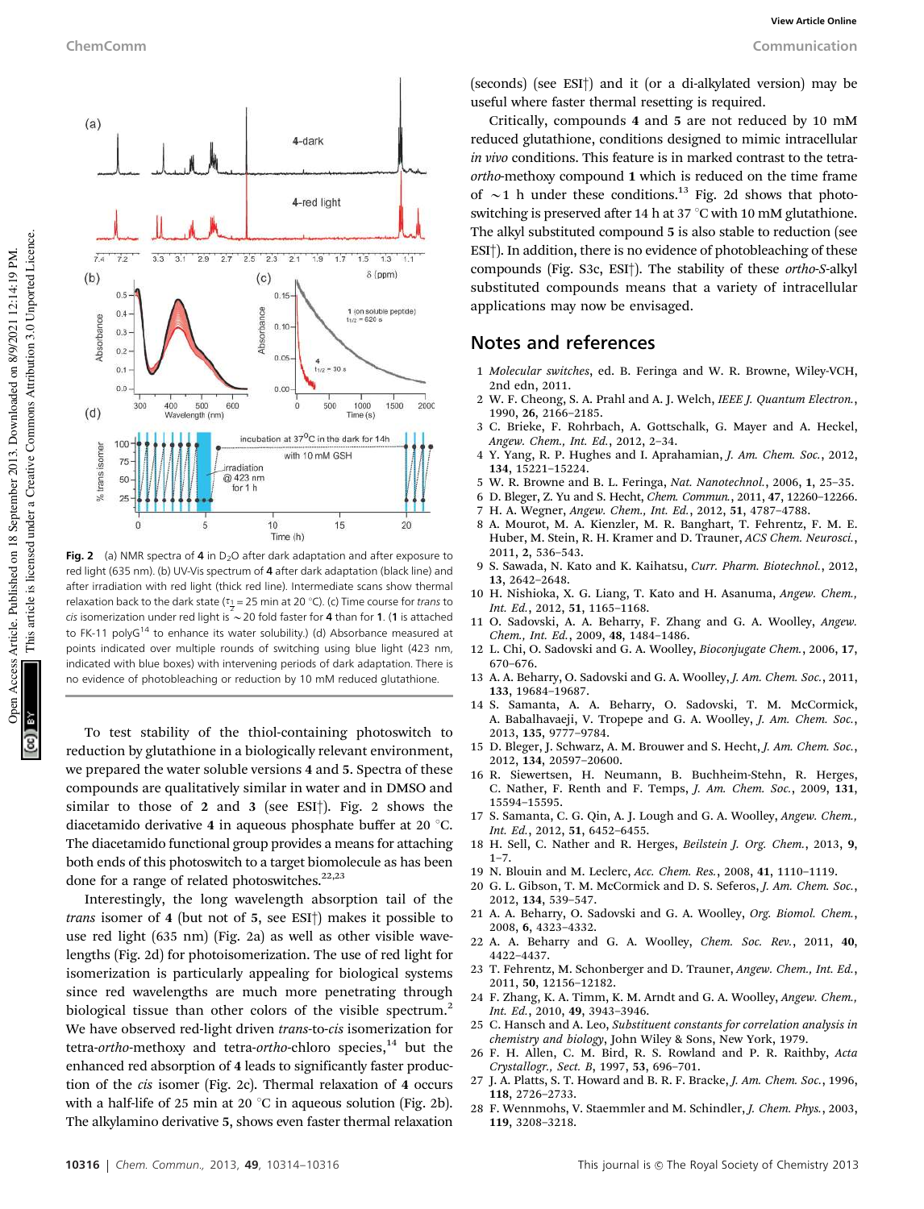(a)

4-dark

4-red light

7.4 7.2 3.3 3.1 2.9 2.7 2.5 2.3 2.1 1.9 1.7 1.5 1.3 1.1

δ (ppm)

(b)

Absorbance

0.5 0.4 0.3 0.2 0.1 0.0

300 400 500 600

Wavelength (nm)

(c)

Absorbance

0.15 0.10 0.05 0.00

1 (on soluble peptide) $t_{1/2}$ = 620 s

4 $t_{1/2}$ = 30 s

0 500 1000 1500 2000

Time (s)

(d)

% trans isomer

100 75 50 25

irradiation @ 423 nm for 1 h

incubation at 37°C in the dark for 14h with 10 mM GSH

0 5 10 15 20

Time (h)

**Fig. 2** (a) NMR spectra of **4** in $D_2O$ after dark adaptation and after exposure to red light (635 nm). (b) UV-Vis spectrum of **4** after dark adaptation (black line) and after irradiation with red light (thick red line). Intermediate scans show thermal relaxation back to the dark state ($\tau_{\frac{1}{2}}$ = 25 min at 20 °C). (c) Time course for *trans* to *cis* isomerization under red light is ~20 fold faster for **4** than for **1**. (**1** is attached to FK-11 polyG[14] to enhance its water solubility.) (d) Absorbance measured at points indicated over multiple rounds of switching using blue light (423 nm, indicated with blue boxes) with intervening periods of dark adaptation. There is no evidence of photobleaching or reduction by 10 mM reduced glutathione.

To test stability of the thiol-containing photoswitch to reduction by glutathione in a biologically relevant environment, we prepared the water soluble versions **4** and **5**. Spectra of these compounds are qualitatively similar in water and in DMSO and similar to those of **2** and **3** (see ESI†). Fig. 2 shows the diacetamido derivative **4** in aqueous phosphate buffer at 20 °C. The diacetamido functional group provides a means for attaching both ends of this photoswitch to a target biomolecule as has been done for a range of related photoswitches.[22,23]

Interestingly, the long wavelength absorption tail of the *trans* isomer of **4** (but not of **5**, see ESI†) makes it possible to use red light (635 nm) (Fig. 2a) as well as other visible wavelengths (Fig. 2d) for photoisomerization. The use of red light for isomerization is particularly appealing for biological systems since red wavelengths are much more penetrating through biological tissue than other colors of the visible spectrum.[2] We have observed red-light driven *trans*-to-*cis* isomerization for tetra-*ortho*-methoxy and tetra-*ortho*-chloro species,[14] but the enhanced red absorption of **4** leads to significantly faster production of the *cis* isomer (Fig. 2c). Thermal relaxation of **4** occurs with a half-life of 25 min at 20 °C in aqueous solution (Fig. 2b). The alkylamino derivative **5**, shows even faster thermal relaxation (seconds) (see ESI†) and it (or a di-alkylated version) may be useful where faster thermal resetting is required.

Critically, compounds **4** and **5** are not reduced by 10 mM reduced glutathione, conditions designed to mimic intracellular *in vivo* conditions. This feature is in marked contrast to the tetra-*ortho*-methoxy compound **1** which is reduced on the time frame of ~1 h under these conditions.[13] Fig. 2d shows that photoswitching is preserved after 14 h at 37 °C with 10 mM glutathione. The alkyl substituted compound **5** is also stable to reduction (see ESI†). In addition, there is no evidence of photobleaching of these compounds (Fig. S3c, ESI†). The stability of these *ortho-S*-alkyl substituted compounds means that a variety of intracellular applications may now be envisaged.

## Notes and references

1. *Molecular switches*, ed. B. Feringa and W. R. Browne, Wiley-VCH, 2nd edn, 2011.
2. W. F. Cheong, S. A. Prahl and A. J. Welch, *IEEE J. Quantum Electron.*, 1990, **26**, 2166–2185.
3. C. Brieke, F. Rohrbach, A. Gottschalk, G. Mayer and A. Heckel, *Angew. Chem., Int. Ed.*, 2012, 2–34.
4. Y. Yang, R. P. Hughes and I. Aprahamian, *J. Am. Chem. Soc.*, 2012, **134**, 15221–15224.
5. W. R. Browne and B. L. Feringa, *Nat. Nanotechnol.*, 2006, **1**, 25–35.
6. D. Bleger, Z. Yu and S. Hecht, *Chem. Commun.*, 2011, **47**, 12260–12266.
7. H. A. Wegner, *Angew. Chem., Int. Ed.*, 2012, **51**, 4787–4788.
8. A. Mourot, M. A. Kienzler, M. R. Banghart, T. Fehrentz, F. M. E. Huber, M. Stein, R. H. Kramer and D. Trauner, *ACS Chem. Neurosci.*, 2011, **2**, 536–543.
9. S. Sawada, N. Kato and K. Kaihatsu, *Curr. Pharm. Biotechnol.*, 2012, **13**, 2642–2648.
10. H. Nishioka, X. G. Liang, T. Kato and H. Asanuma, *Angew. Chem., Int. Ed.*, 2012, **51**, 1165–1168.
11. O. Sadovski, A. A. Beharry, F. Zhang and G. A. Woolley, *Angew. Chem., Int. Ed.*, 2009, **48**, 1484–1486.
12. L. Chi, O. Sadovski and G. A. Woolley, *Bioconjugate Chem.*, 2006, **17**, 670–676.
13. A. A. Beharry, O. Sadovski and G. A. Woolley, *J. Am. Chem. Soc.*, 2011, **133**, 19684–19687.
14. S. Samanta, A. A. Beharry, O. Sadovski, T. M. McCormick, A. Babalhavaeji, V. Tropepe and G. A. Woolley, *J. Am. Chem. Soc.*, 2013, **135**, 9777–9784.
15. D. Bleger, J. Schwarz, A. M. Brouwer and S. Hecht, *J. Am. Chem. Soc.*, 2012, **134**, 20597–20600.
16. R. Siewertsen, H. Neumann, B. Buchheim-Stehn, R. Herges, C. Nather, F. Renth and F. Temps, *J. Am. Chem. Soc.*, 2009, **131**, 15594–15595.
17. S. Samanta, C. G. Qin, A. J. Lough and G. A. Woolley, *Angew. Chem., Int. Ed.*, 2012, **51**, 6452–6455.
18. H. Sell, C. Nather and R. Herges, *Beilstein J. Org. Chem.*, 2013, **9**, 1–7.
19. N. Blouin and M. Leclerc, *Acc. Chem. Res.*, 2008, **41**, 1110–1119.
20. G. L. Gibson, T. M. McCormick and D. S. Seferos, *J. Am. Chem. Soc.*, 2012, **134**, 539–547.
21. A. A. Beharry, O. Sadovski and G. A. Woolley, *Org. Biomol. Chem.*, 2008, **6**, 4323–4332.
22. A. A. Beharry and G. A. Woolley, *Chem. Soc. Rev.*, 2011, **40**, 4422–4437.
23. T. Fehrentz, M. Schonberger and D. Trauner, *Angew. Chem., Int. Ed.*, 2011, **50**, 12156–12182.
24. F. Zhang, K. A. Timm, K. M. Arndt and G. A. Woolley, *Angew. Chem., Int. Ed.*, 2010, **49**, 3943–3946.
25. C. Hansch and A. Leo, *Substituent constants for correlation analysis in chemistry and biology*, John Wiley & Sons, New York, 1979.
26. F. H. Allen, C. M. Bird, R. S. Rowland and P. R. Raithby, *Acta Crystallogr., Sect. B*, 1997, **53**, 696–701.
27. J. A. Platts, S. T. Howard and B. R. F. Bracke, *J. Am. Chem. Soc.*, 1996, **118**, 2726–2733.
28. F. Wennmohs, V. Staemmler and M. Schindler, *J. Chem. Phys.*, 2003, **119**, 3208–3218.